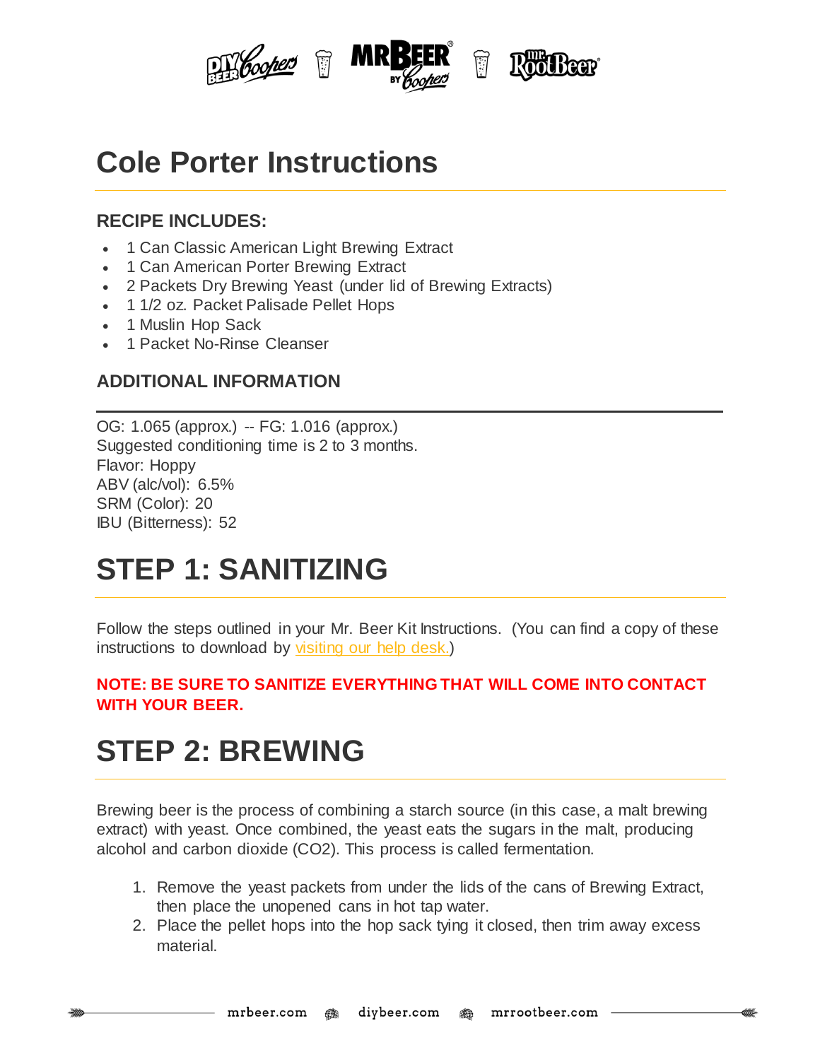# Cole Porter Instructions

### RECIPE INCLUDES:

- 1 Can Classic American Light Brewing Extract
- 1 Can American Porter Brewing Extract
- 2 Packets Dry Brewing Yeast (under lid of Brewing Extracts)
- 1 1/2 oz. Packet Palisade Pellet Hops
- 1 Muslin Hop Sack
- 1 Packet No-Rinse Cleanser

### ADDITIONAL INFORMATION

OG: 1.065 (approx.) -- FG: 1.016 (approx.)
Suggested conditioning time is 2 to 3 months.
Flavor: Hoppy
ABV (alc/vol): 6.5%
SRM (Color): 20
IBU (Bitterness): 52

# STEP 1: SANITIZING

Follow the steps outlined in your Mr. Beer Kit Instructions. (You can find a copy of these instructions to download by visiting our help desk.)

**NOTE: BE SURE TO SANITIZE EVERYTHING THAT WILL COME INTO CONTACT WITH YOUR BEER.**

# STEP 2: BREWING

Brewing beer is the process of combining a starch source (in this case, a malt brewing extract) with yeast. Once combined, the yeast eats the sugars in the malt, producing alcohol and carbon dioxide ($CO_2$). This process is called fermentation.

1. Remove the yeast packets from under the lids of the cans of Brewing Extract, then place the unopened cans in hot tap water.
2. Place the pellet hops into the hop sack tying it closed, then trim away excess material.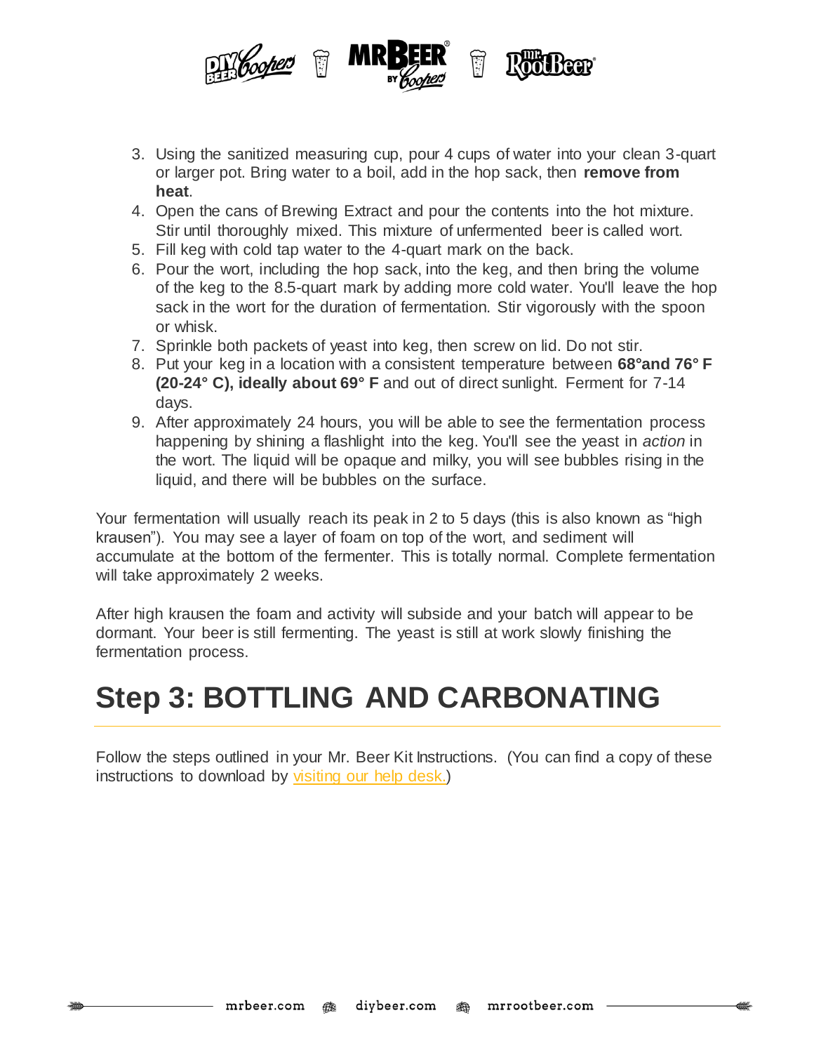3. Using the sanitized measuring cup, pour 4 cups of water into your clean 3-quart or larger pot. Bring water to a boil, add in the hop sack, then **remove from heat**.
4. Open the cans of Brewing Extract and pour the contents into the hot mixture. Stir until thoroughly mixed. This mixture of unfermented beer is called wort.
5. Fill keg with cold tap water to the 4-quart mark on the back.
6. Pour the wort, including the hop sack, into the keg, and then bring the volume of the keg to the 8.5-quart mark by adding more cold water. You'll leave the hop sack in the wort for the duration of fermentation. Stir vigorously with the spoon or whisk.
7. Sprinkle both packets of yeast into keg, then screw on lid. Do not stir.
8. Put your keg in a location with a consistent temperature between **68°and 76° F (20-24° C), ideally about 69° F** and out of direct sunlight. Ferment for 7-14 days.
9. After approximately 24 hours, you will be able to see the fermentation process happening by shining a flashlight into the keg. You'll see the yeast in *action* in the wort. The liquid will be opaque and milky, you will see bubbles rising in the liquid, and there will be bubbles on the surface.

Your fermentation will usually reach its peak in 2 to 5 days (this is also known as "high krausen"). You may see a layer of foam on top of the wort, and sediment will accumulate at the bottom of the fermenter. This is totally normal. Complete fermentation will take approximately 2 weeks.

After high krausen the foam and activity will subside and your batch will appear to be dormant. Your beer is still fermenting. The yeast is still at work slowly finishing the fermentation process.

# Step 3: BOTTLING AND CARBONATING

Follow the steps outlined in your Mr. Beer Kit Instructions. (You can find a copy of these instructions to download by visiting our help desk.)